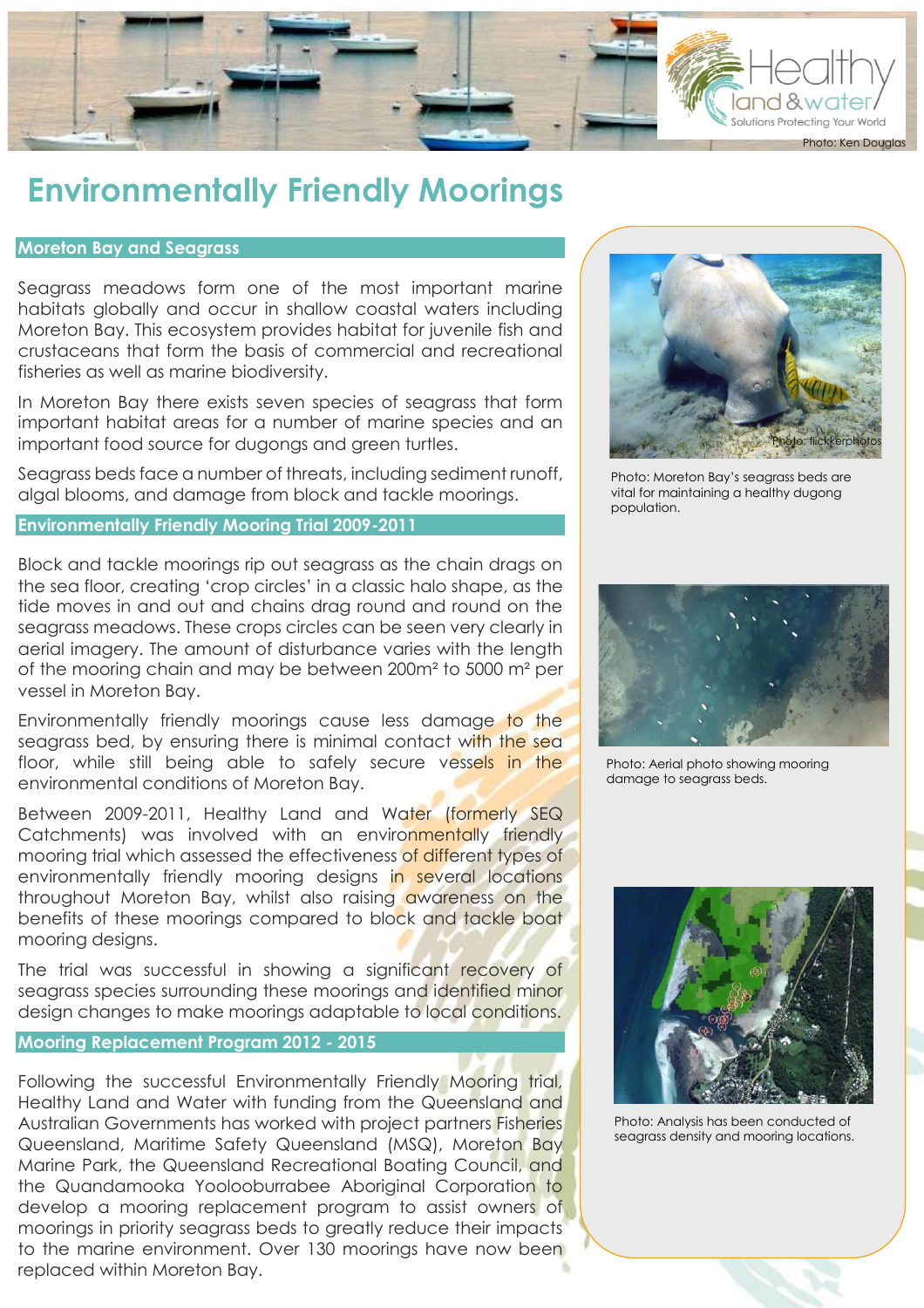# Environmentally Friendly Moorings

## Moreton Bay and Seagrass

Seagrass meadows form one of the most important marine habitats globally and occur in shallow coastal waters including Moreton Bay. This ecosystem provides habitat for juvenile fish and crustaceans that form the basis of commercial and recreational fisheries as well as marine biodiversity.

In Moreton Bay there exists seven species of seagrass that form important habitat areas for a number of marine species and an important food source for dugongs and green turtles.

Seagrass beds face a number of threats, including sediment runoff, algal blooms, and damage from block and tackle moorings.

## Environmentally Friendly Mooring Trial 2009-2011

Block and tackle moorings rip out seagrass as the chain drags on the sea floor, creating 'crop circles' in a classic halo shape, as the tide moves in and out and chains drag round and round on the seagrass meadows. These crops circles can be seen very clearly in aerial imagery. The amount of disturbance varies with the length of the mooring chain and may be between 200m² to 5000 m² per vessel in Moreton Bay.

Environmentally friendly moorings cause less damage to the seagrass bed, by ensuring there is minimal contact with the sea floor, while still being able to safely secure vessels in the environmental conditions of Moreton Bay.

Between 2009-2011, Healthy Land and Water (formerly SEQ Catchments) was involved with an environmentally friendly mooring trial which assessed the effectiveness of different types of environmentally friendly mooring designs in several locations throughout Moreton Bay, whilst also raising awareness on the benefits of these moorings compared to block and tackle boat mooring designs.

The trial was successful in showing a significant recovery of seagrass species surrounding these moorings and identified minor design changes to make moorings adaptable to local conditions.

## Mooring Replacement Program 2012 - 2015

Following the successful Environmentally Friendly Mooring trial, Healthy Land and Water with funding from the Queensland and Australian Governments has worked with project partners Fisheries Queensland, Maritime Safety Queensland (MSQ), Moreton Bay Marine Park, the Queensland Recreational Boating Council, and the Quandamooka Yoolooburrabee Aboriginal Corporation to develop a mooring replacement program to assist owners of moorings in priority seagrass beds to greatly reduce their impacts to the marine environment. Over 130 moorings have now been replaced within Moreton Bay.

Photo: Moreton Bay's seagrass beds are vital for maintaining a healthy dugong population.

Photo: Aerial photo showing mooring damage to seagrass beds.

Photo: Analysis has been conducted of seagrass density and mooring locations.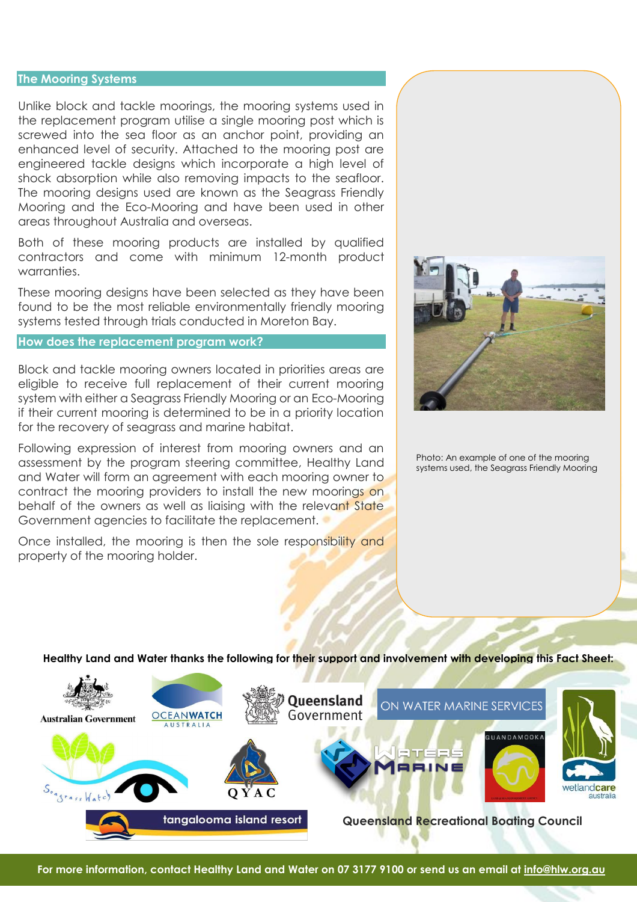## The Mooring Systems

Unlike block and tackle moorings, the mooring systems used in the replacement program utilise a single mooring post which is screwed into the sea floor as an anchor point, providing an enhanced level of security. Attached to the mooring post are engineered tackle designs which incorporate a high level of shock absorption while also removing impacts to the seafloor. The mooring designs used are known as the Seagrass Friendly Mooring and the Eco-Mooring and have been used in other areas throughout Australia and overseas.

Both of these mooring products are installed by qualified contractors and come with minimum 12-month product warranties.

These mooring designs have been selected as they have been found to be the most reliable environmentally friendly mooring systems tested through trials conducted in Moreton Bay.

## How does the replacement program work?

Block and tackle mooring owners located in priorities areas are eligible to receive full replacement of their current mooring system with either a Seagrass Friendly Mooring or an Eco-Mooring if their current mooring is determined to be in a priority location for the recovery of seagrass and marine habitat.

Following expression of interest from mooring owners and an assessment by the program steering committee, Healthy Land and Water will form an agreement with each mooring owner to contract the mooring providers to install the new moorings on behalf of the owners as well as liaising with the relevant State Government agencies to facilitate the replacement.

Once installed, the mooring is then the sole responsibility and property of the mooring holder.

Photo: An example of one of the mooring systems used, the Seagrass Friendly Mooring

**Healthy Land and Water thanks the following for their support and involvement with developing this Fact Sheet:**

Australian Government

OCEANWATCH AUSTRALIA

Queensland Government

ON WATER MARINE SERVICES

Seagrass Watch

QYAC

WATERS MARINE

QUANDAMOOKA

wetlandcare australia

tangalooma island resort

Queensland Recreational Boating Council

**For more information, contact Healthy Land and Water on 07 3177 9100 or send us an email at info@hlw.org.au**